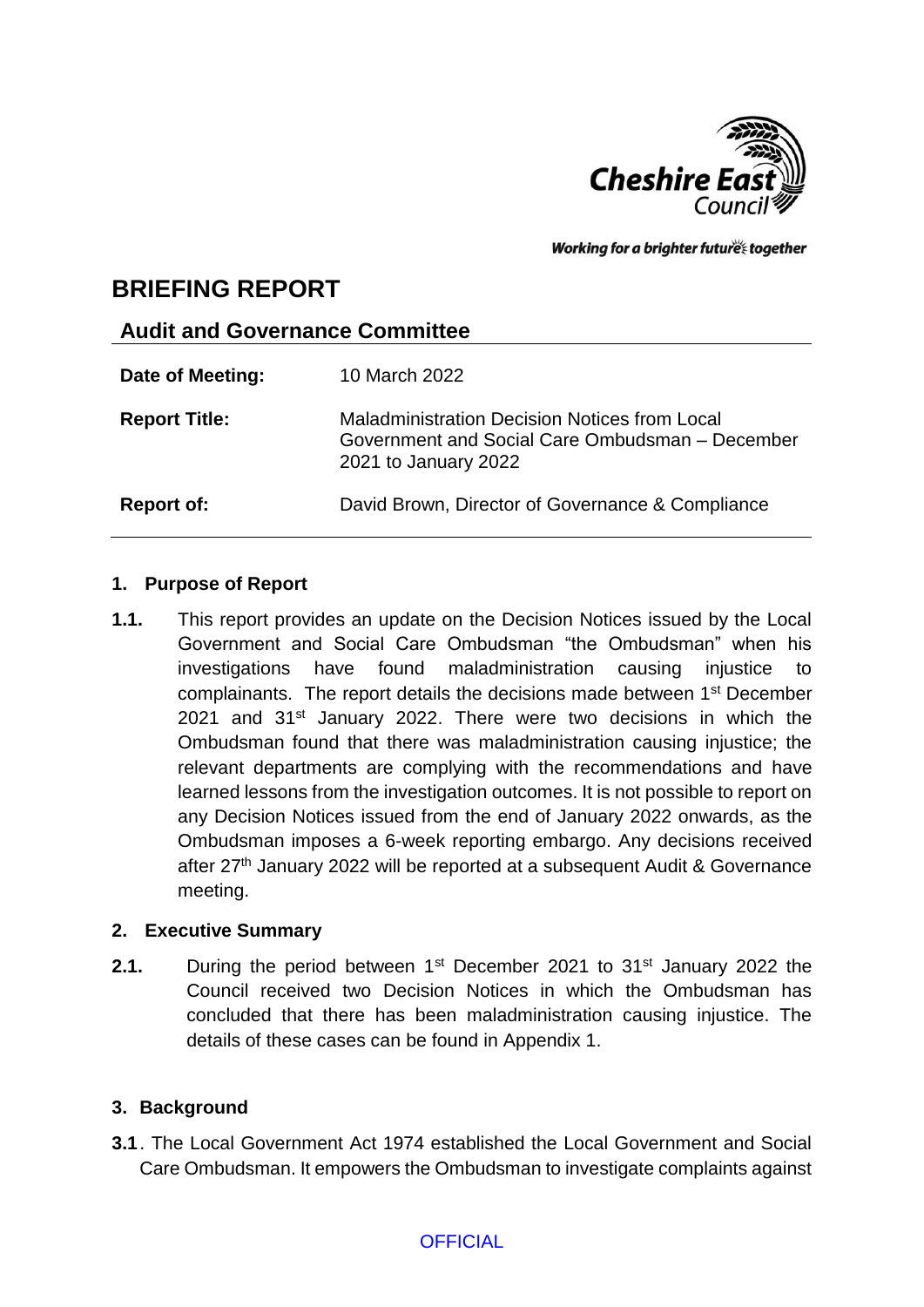Working for a brighter futures together

# BRIEFING REPORT

## Audit and Governance Committee

| | |
|---|---|
| **Date of Meeting:** | 10 March 2022 |
| **Report Title:** | Maladministration Decision Notices from Local Government and Social Care Ombudsman – December 2021 to January 2022 |
| **Report of:** | David Brown, Director of Governance & Compliance |

### 1. Purpose of Report

**1.1.** This report provides an update on the Decision Notices issued by the Local Government and Social Care Ombudsman "the Ombudsman" when his investigations have found maladministration causing injustice to complainants. The report details the decisions made between 1st December 2021 and 31st January 2022. There were two decisions in which the Ombudsman found that there was maladministration causing injustice; the relevant departments are complying with the recommendations and have learned lessons from the investigation outcomes. It is not possible to report on any Decision Notices issued from the end of January 2022 onwards, as the Ombudsman imposes a 6-week reporting embargo. Any decisions received after 27th January 2022 will be reported at a subsequent Audit & Governance meeting.

### 2. Executive Summary

**2.1.** During the period between 1st December 2021 to 31st January 2022 the Council received two Decision Notices in which the Ombudsman has concluded that there has been maladministration causing injustice. The details of these cases can be found in Appendix 1.

### 3. Background

**3.1**. The Local Government Act 1974 established the Local Government and Social Care Ombudsman. It empowers the Ombudsman to investigate complaints against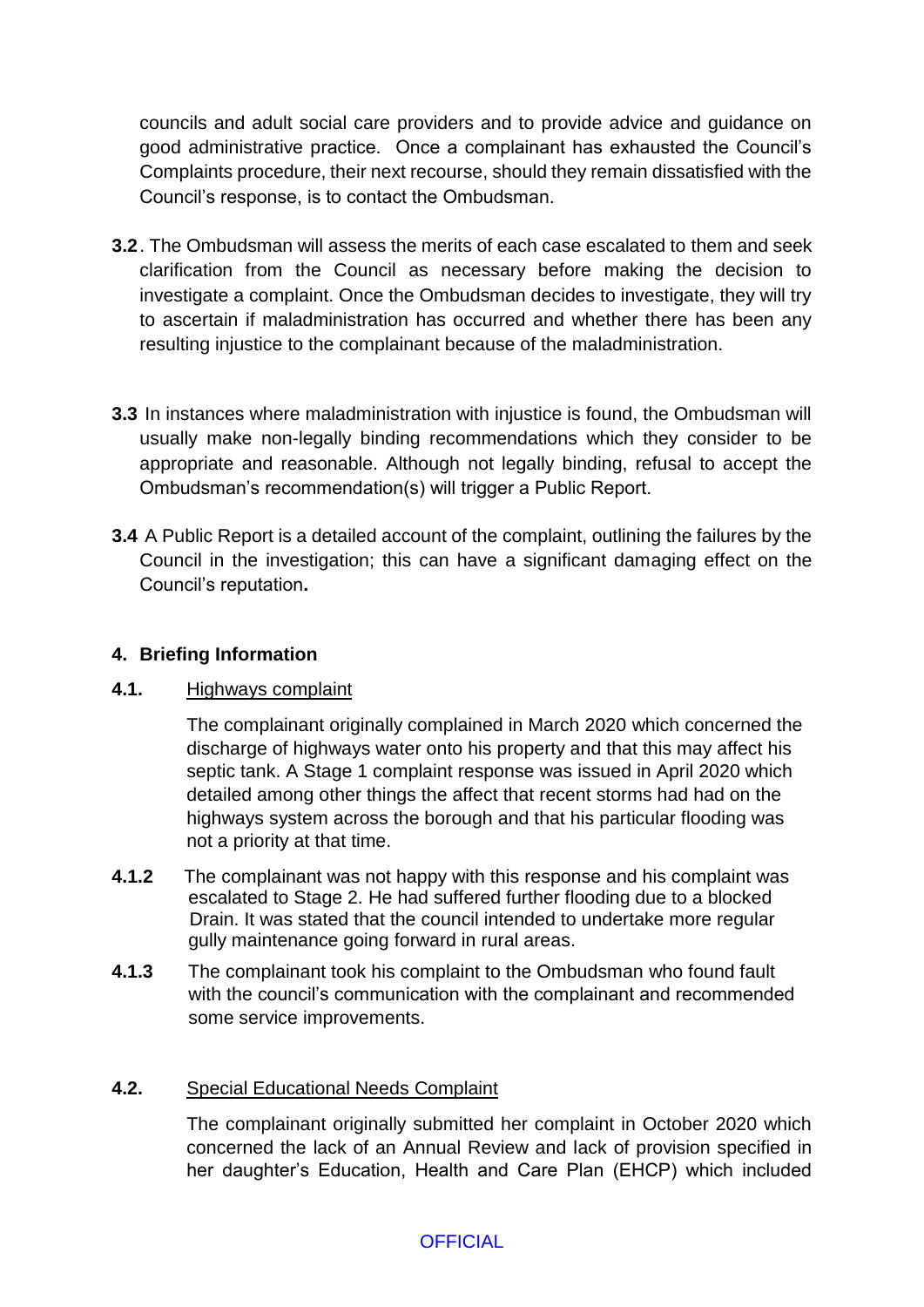councils and adult social care providers and to provide advice and guidance on good administrative practice. Once a complainant has exhausted the Council's Complaints procedure, their next recourse, should they remain dissatisfied with the Council's response, is to contact the Ombudsman.

**3.2**. The Ombudsman will assess the merits of each case escalated to them and seek clarification from the Council as necessary before making the decision to investigate a complaint. Once the Ombudsman decides to investigate, they will try to ascertain if maladministration has occurred and whether there has been any resulting injustice to the complainant because of the maladministration.

**3.3** In instances where maladministration with injustice is found, the Ombudsman will usually make non-legally binding recommendations which they consider to be appropriate and reasonable. Although not legally binding, refusal to accept the Ombudsman's recommendation(s) will trigger a Public Report.

**3.4** A Public Report is a detailed account of the complaint, outlining the failures by the Council in the investigation; this can have a significant damaging effect on the Council's reputation**.**

## 4. Briefing Information

**4.1.** Highways complaint

The complainant originally complained in March 2020 which concerned the discharge of highways water onto his property and that this may affect his septic tank. A Stage 1 complaint response was issued in April 2020 which detailed among other things the affect that recent storms had had on the highways system across the borough and that his particular flooding was not a priority at that time.

**4.1.2** The complainant was not happy with this response and his complaint was escalated to Stage 2. He had suffered further flooding due to a blocked Drain. It was stated that the council intended to undertake more regular gully maintenance going forward in rural areas.

**4.1.3** The complainant took his complaint to the Ombudsman who found fault with the council's communication with the complainant and recommended some service improvements.

**4.2.** Special Educational Needs Complaint

The complainant originally submitted her complaint in October 2020 which concerned the lack of an Annual Review and lack of provision specified in her daughter's Education, Health and Care Plan (EHCP) which included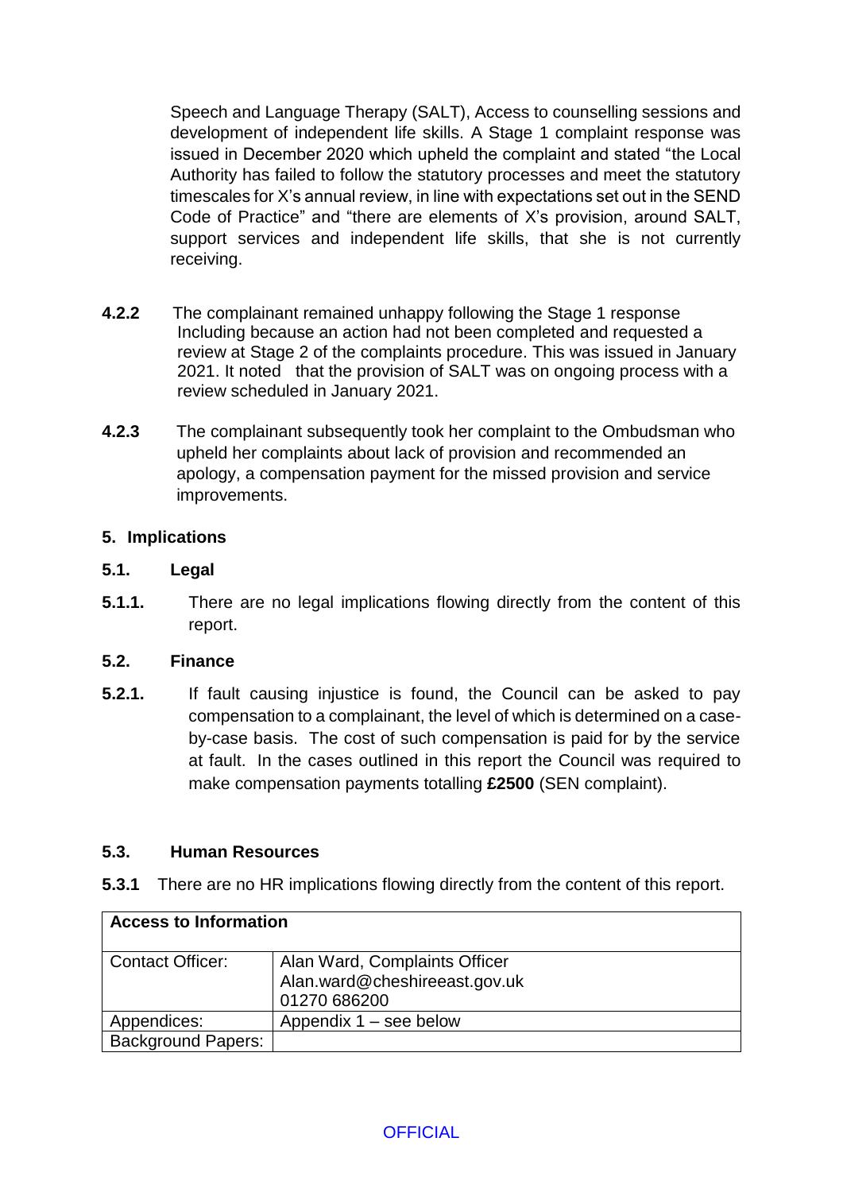Speech and Language Therapy (SALT), Access to counselling sessions and development of independent life skills. A Stage 1 complaint response was issued in December 2020 which upheld the complaint and stated "the Local Authority has failed to follow the statutory processes and meet the statutory timescales for X's annual review, in line with expectations set out in the SEND Code of Practice" and "there are elements of X's provision, around SALT, support services and independent life skills, that she is not currently receiving.

**4.2.2** The complainant remained unhappy following the Stage 1 response Including because an action had not been completed and requested a review at Stage 2 of the complaints procedure. This was issued in January 2021. It noted that the provision of SALT was on ongoing process with a review scheduled in January 2021.

**4.2.3** The complainant subsequently took her complaint to the Ombudsman who upheld her complaints about lack of provision and recommended an apology, a compensation payment for the missed provision and service improvements.

## 5. Implications

### 5.1. Legal

**5.1.1.** There are no legal implications flowing directly from the content of this report.

### 5.2. Finance

**5.2.1.** If fault causing injustice is found, the Council can be asked to pay compensation to a complainant, the level of which is determined on a case-by-case basis. The cost of such compensation is paid for by the service at fault. In the cases outlined in this report the Council was required to make compensation payments totalling **£2500** (SEN complaint).

### 5.3. Human Resources

**5.3.1** There are no HR implications flowing directly from the content of this report.

| **Access to Information** | |
|---|---|
| Contact Officer: | Alan Ward, Complaints Officer<br>Alan.ward@cheshireeast.gov.uk<br>01270 686200 |
| Appendices: | Appendix 1 – see below |
| Background Papers: | |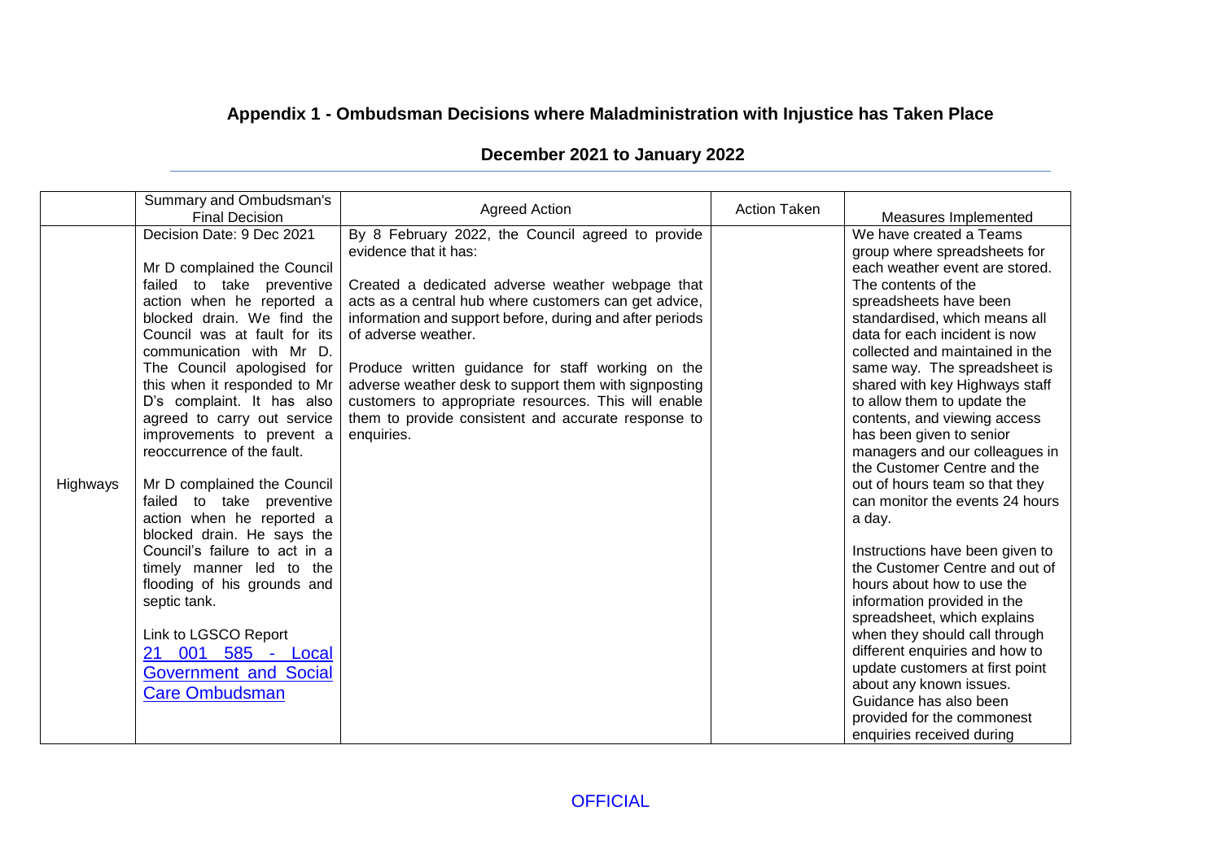## Appendix 1 - Ombudsman Decisions where Maladministration with Injustice has Taken Place

### December 2021 to January 2022

| | Summary and Ombudsman's Final Decision | Agreed Action | Action Taken | Measures Implemented |
|---|---|---|---|---|
| Highways | Decision Date: 9 Dec 2021<br><br>Mr D complained the Council failed to take preventive action when he reported a blocked drain. We find the Council was at fault for its communication with Mr D. The Council apologised for this when it responded to Mr D's complaint. It has also agreed to carry out service improvements to prevent a reoccurrence of the fault.<br><br>Mr D complained the Council failed to take preventive action when he reported a blocked drain. He says the Council's failure to act in a timely manner led to the flooding of his grounds and septic tank.<br><br>Link to LGSCO Report<br>21 001 585 - Local Government and Social Care Ombudsman | By 8 February 2022, the Council agreed to provide evidence that it has:<br><br>Created a dedicated adverse weather webpage that acts as a central hub where customers can get advice, information and support before, during and after periods of adverse weather.<br><br>Produce written guidance for staff working on the adverse weather desk to support them with signposting customers to appropriate resources. This will enable them to provide consistent and accurate response to enquiries. | | We have created a Teams group where spreadsheets for each weather event are stored. The contents of the spreadsheets have been standardised, which means all data for each incident is now collected and maintained in the same way. The spreadsheet is shared with key Highways staff to allow them to update the contents, and viewing access has been given to senior managers and our colleagues in the Customer Centre and the out of hours team so that they can monitor the events 24 hours a day.<br><br>Instructions have been given to the Customer Centre and out of hours about how to use the information provided in the spreadsheet, which explains when they should call through different enquiries and how to update customers at first point about any known issues. Guidance has also been provided for the commonest enquiries received during |

OFFICIAL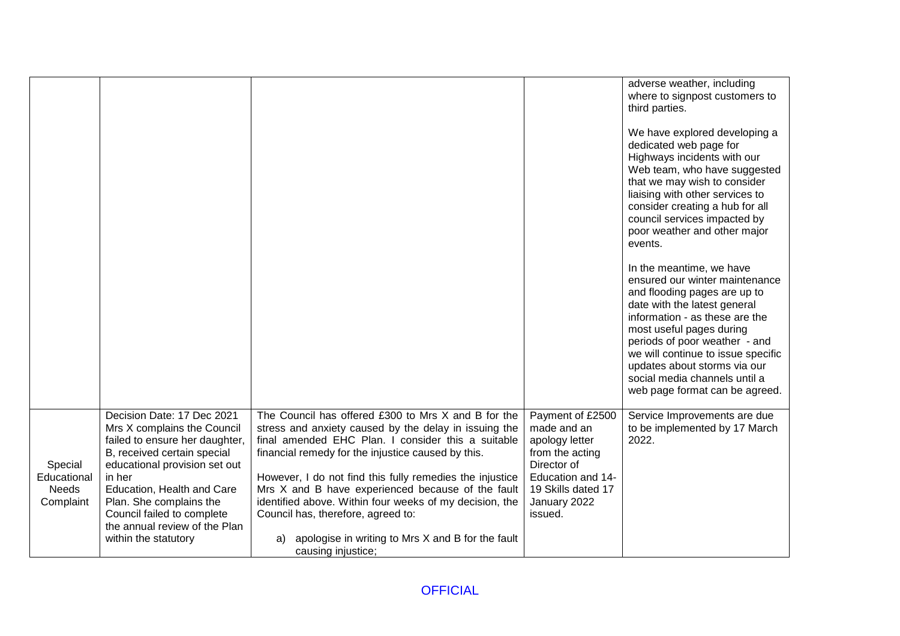| | | | | |
|---|---|---|---|---|
| | | | | adverse weather, including where to signpost customers to third parties.<br><br>We have explored developing a dedicated web page for Highways incidents with our Web team, who have suggested that we may wish to consider liaising with other services to consider creating a hub for all council services impacted by poor weather and other major events.<br><br>In the meantime, we have ensured our winter maintenance and flooding pages are up to date with the latest general information - as these are the most useful pages during periods of poor weather - and we will continue to issue specific updates about storms via our social media channels until a web page format can be agreed. |
| Special Educational Needs Complaint | Decision Date: 17 Dec 2021<br>Mrs X complains the Council failed to ensure her daughter, B, received certain special educational provision set out in her Education, Health and Care Plan. She complains the Council failed to complete the annual review of the Plan within the statutory | The Council has offered £300 to Mrs X and B for the stress and anxiety caused by the delay in issuing the final amended EHC Plan. I consider this a suitable financial remedy for the injustice caused by this.<br><br>However, I do not find this fully remedies the injustice Mrs X and B have experienced because of the fault identified above. Within four weeks of my decision, the Council has, therefore, agreed to:<br><br>a) apologise in writing to Mrs X and B for the fault causing injustice; | Payment of £2500 made and an apology letter from the acting Director of Education and 14-19 Skills dated 17 January 2022 issued. | Service Improvements are due to be implemented by 17 March 2022. |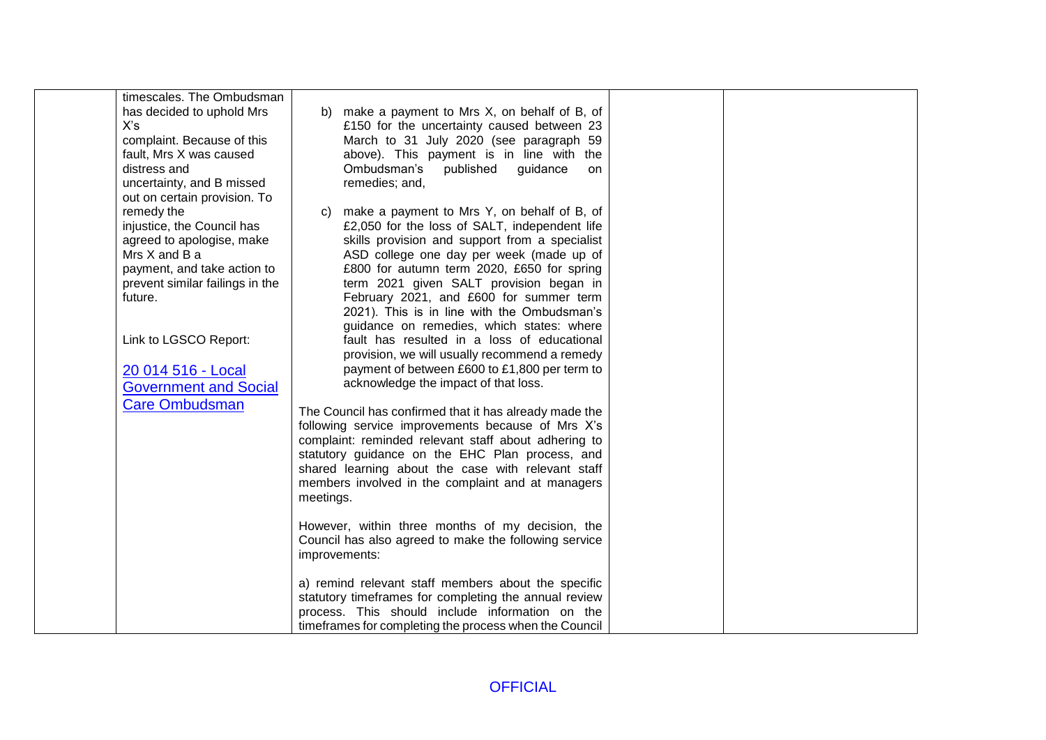| | | | | |
|---|---|---|---|---|
| | timescales. The Ombudsman has decided to uphold Mrs X's complaint. Because of this fault, Mrs X was caused distress and uncertainty, and B missed out on certain provision. To remedy the injustice, the Council has agreed to apologise, make Mrs X and B a payment, and take action to prevent similar failings in the future.<br><br>Link to LGSCO Report:<br><br>[20 014 516 - Local Government and Social Care Ombudsman]() | b) make a payment to Mrs X, on behalf of B, of £150 for the uncertainty caused between 23 March to 31 July 2020 (see paragraph 59 above). This payment is in line with the Ombudsman's published guidance on remedies; and,<br><br>c) make a payment to Mrs Y, on behalf of B, of £2,050 for the loss of SALT, independent life skills provision and support from a specialist ASD college one day per week (made up of £800 for autumn term 2020, £650 for spring term 2021 given SALT provision began in February 2021, and £600 for summer term 2021). This is in line with the Ombudsman's guidance on remedies, which states: where fault has resulted in a loss of educational provision, we will usually recommend a remedy payment of between £600 to £1,800 per term to acknowledge the impact of that loss.<br><br>The Council has confirmed that it has already made the following service improvements because of Mrs X's complaint: reminded relevant staff about adhering to statutory guidance on the EHC Plan process, and shared learning about the case with relevant staff members involved in the complaint and at managers meetings.<br><br>However, within three months of my decision, the Council has also agreed to make the following service improvements:<br><br>a) remind relevant staff members about the specific statutory timeframes for completing the annual review process. This should include information on the timeframes for completing the process when the Council | | |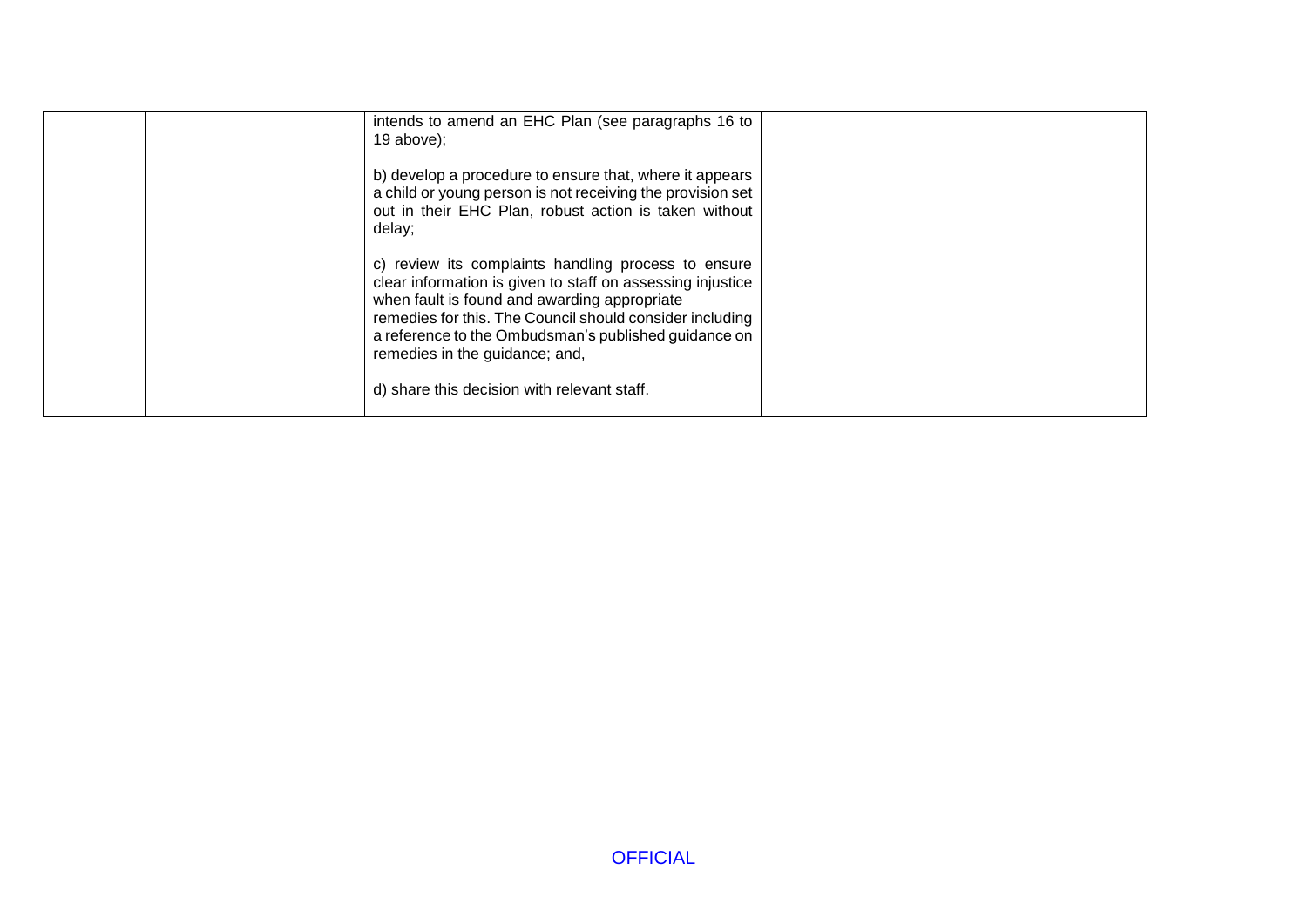| | | | | |
|---|---|---|---|---|
| | | intends to amend an EHC Plan (see paragraphs 16 to 19 above);<br><br>b) develop a procedure to ensure that, where it appears a child or young person is not receiving the provision set out in their EHC Plan, robust action is taken without delay;<br><br>c) review its complaints handling process to ensure clear information is given to staff on assessing injustice when fault is found and awarding appropriate remedies for this. The Council should consider including a reference to the Ombudsman's published guidance on remedies in the guidance; and,<br><br>d) share this decision with relevant staff. | | |

OFFICIAL